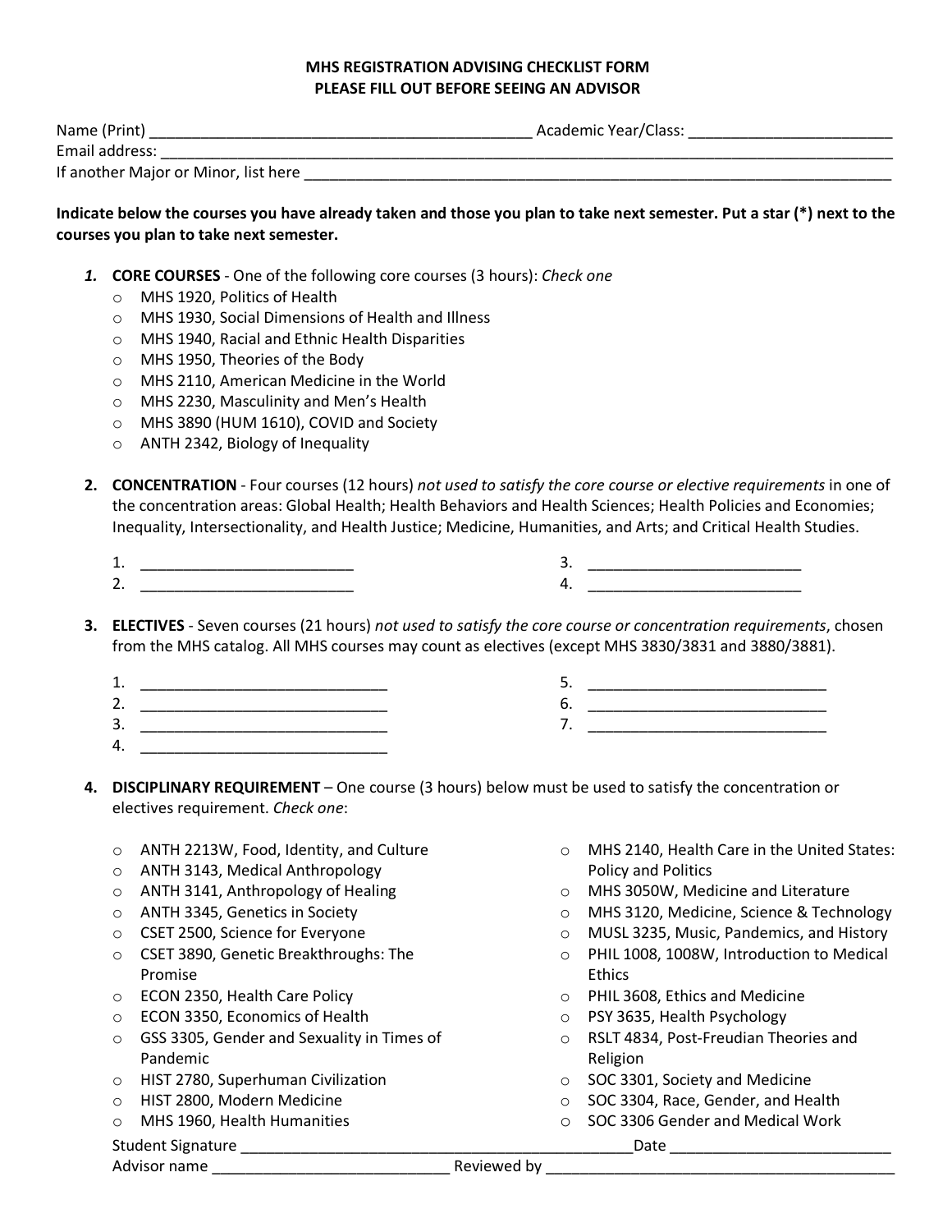# MHS REGISTRATION ADVISING CHECKLIST FORM
## PLEASE FILL OUT BEFORE SEEING AN ADVISOR

Name (Print) ____________________________________________ Academic Year/Class: ________________________

Email address: _____________________________________________________________________________________

If another Major or Minor, list here ________________________________________________________________

**Indicate below the courses you have already taken and those you plan to take next semester. Put a star (*) next to the courses you plan to take next semester.**

1. **CORE COURSES** - One of the following core courses (3 hours): *Check one*
   - MHS 1920, Politics of Health
   - MHS 1930, Social Dimensions of Health and Illness
   - MHS 1940, Racial and Ethnic Health Disparities
   - MHS 1950, Theories of the Body
   - MHS 2110, American Medicine in the World
   - MHS 2230, Masculinity and Men's Health
   - MHS 3890 (HUM 1610), COVID and Society
   - ANTH 2342, Biology of Inequality

2. **CONCENTRATION** - Four courses (12 hours) *not used to satisfy the core course or elective requirements* in one of the concentration areas: Global Health; Health Behaviors and Health Sciences; Health Policies and Economies; Inequality, Intersectionality, and Health Justice; Medicine, Humanities, and Arts; and Critical Health Studies.

   1. _________________________
   2. _________________________
   3. _________________________
   4. _________________________

3. **ELECTIVES** - Seven courses (21 hours) *not used to satisfy the core course or concentration requirements*, chosen from the MHS catalog. All MHS courses may count as electives (except MHS 3830/3831 and 3880/3881).

   1. _____________________________
   2. _____________________________
   3. _____________________________
   4. _____________________________
   5. _____________________________
   6. _____________________________
   7. _____________________________

4. **DISCIPLINARY REQUIREMENT** – One course (3 hours) below must be used to satisfy the concentration or electives requirement. *Check one*:
   - ANTH 2213W, Food, Identity, and Culture
   - ANTH 3143, Medical Anthropology
   - ANTH 3141, Anthropology of Healing
   - ANTH 3345, Genetics in Society
   - CSET 2500, Science for Everyone
   - CSET 3890, Genetic Breakthroughs: The Promise
   - ECON 2350, Health Care Policy
   - ECON 3350, Economics of Health
   - GSS 3305, Gender and Sexuality in Times of Pandemic
   - HIST 2780, Superhuman Civilization
   - HIST 2800, Modern Medicine
   - MHS 1960, Health Humanities
   - MHS 2140, Health Care in the United States: Policy and Politics
   - MHS 3050W, Medicine and Literature
   - MHS 3120, Medicine, Science & Technology
   - MUSL 3235, Music, Pandemics, and History
   - PHIL 1008, 1008W, Introduction to Medical Ethics
   - PHIL 3608, Ethics and Medicine
   - PSY 3635, Health Psychology
   - RSLT 4834, Post-Freudian Theories and Religion
   - SOC 3301, Society and Medicine
   - SOC 3304, Race, Gender, and Health
   - SOC 3306 Gender and Medical Work

Student Signature _______________________________________________ Date __________________________

Advisor name ____________________________ Reviewed by __________________________________________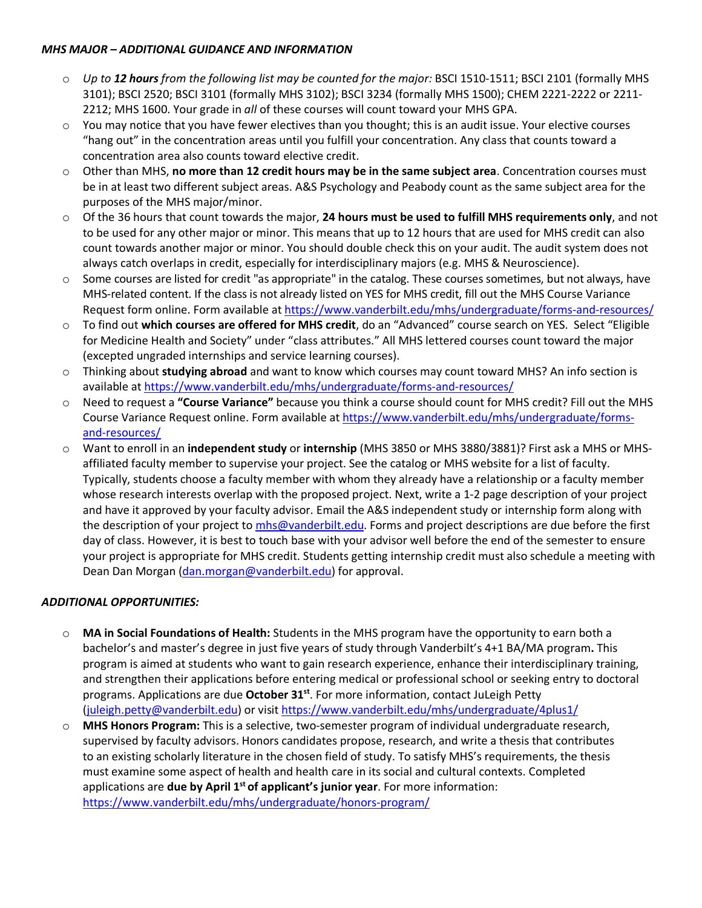### *MHS MAJOR – ADDITIONAL GUIDANCE AND INFORMATION*

- *Up to **12 hours** from the following list may be counted for the major:* BSCI 1510-1511; BSCI 2101 (formally MHS 3101); BSCI 2520; BSCI 3101 (formally MHS 3102); BSCI 3234 (formally MHS 1500); CHEM 2221-2222 or 2211-2212; MHS 1600. Your grade in *all* of these courses will count toward your MHS GPA.
- You may notice that you have fewer electives than you thought; this is an audit issue. Your elective courses "hang out" in the concentration areas until you fulfill your concentration. Any class that counts toward a concentration area also counts toward elective credit.
- Other than MHS, **no more than 12 credit hours may be in the same subject area**. Concentration courses must be in at least two different subject areas. A&S Psychology and Peabody count as the same subject area for the purposes of the MHS major/minor.
- Of the 36 hours that count towards the major, **24 hours must be used to fulfill MHS requirements only**, and not to be used for any other major or minor. This means that up to 12 hours that are used for MHS credit can also count towards another major or minor. You should double check this on your audit. The audit system does not always catch overlaps in credit, especially for interdisciplinary majors (e.g. MHS & Neuroscience).
- Some courses are listed for credit "as appropriate" in the catalog. These courses sometimes, but not always, have MHS-related content. If the class is not already listed on YES for MHS credit, fill out the MHS Course Variance Request form online. Form available at https://www.vanderbilt.edu/mhs/undergraduate/forms-and-resources/
- To find out **which courses are offered for MHS credit**, do an "Advanced" course search on YES. Select "Eligible for Medicine Health and Society" under "class attributes." All MHS lettered courses count toward the major (excepted ungraded internships and service learning courses).
- Thinking about **studying abroad** and want to know which courses may count toward MHS? An info section is available at https://www.vanderbilt.edu/mhs/undergraduate/forms-and-resources/
- Need to request a **"Course Variance"** because you think a course should count for MHS credit? Fill out the MHS Course Variance Request online. Form available at https://www.vanderbilt.edu/mhs/undergraduate/forms-and-resources/
- Want to enroll in an **independent study** or **internship** (MHS 3850 or MHS 3880/3881)? First ask a MHS or MHS-affiliated faculty member to supervise your project. See the catalog or MHS website for a list of faculty. Typically, students choose a faculty member with whom they already have a relationship or a faculty member whose research interests overlap with the proposed project. Next, write a 1-2 page description of your project and have it approved by your faculty advisor. Email the A&S independent study or internship form along with the description of your project to mhs@vanderbilt.edu. Forms and project descriptions are due before the first day of class. However, it is best to touch base with your advisor well before the end of the semester to ensure your project is appropriate for MHS credit. Students getting internship credit must also schedule a meeting with Dean Dan Morgan (dan.morgan@vanderbilt.edu) for approval.

### *ADDITIONAL OPPORTUNITIES:*

- **MA in Social Foundations of Health:** Students in the MHS program have the opportunity to earn both a bachelor's and master's degree in just five years of study through Vanderbilt's 4+1 BA/MA program**.** This program is aimed at students who want to gain research experience, enhance their interdisciplinary training, and strengthen their applications before entering medical or professional school or seeking entry to doctoral programs. Applications are due **October 31st**. For more information, contact JuLeigh Petty (juleigh.petty@vanderbilt.edu) or visit https://www.vanderbilt.edu/mhs/undergraduate/4plus1/
- **MHS Honors Program:** This is a selective, two-semester program of individual undergraduate research, supervised by faculty advisors. Honors candidates propose, research, and write a thesis that contributes to an existing scholarly literature in the chosen field of study. To satisfy MHS's requirements, the thesis must examine some aspect of health and health care in its social and cultural contexts. Completed applications are **due by April 1st of applicant's junior year**. For more information: https://www.vanderbilt.edu/mhs/undergraduate/honors-program/